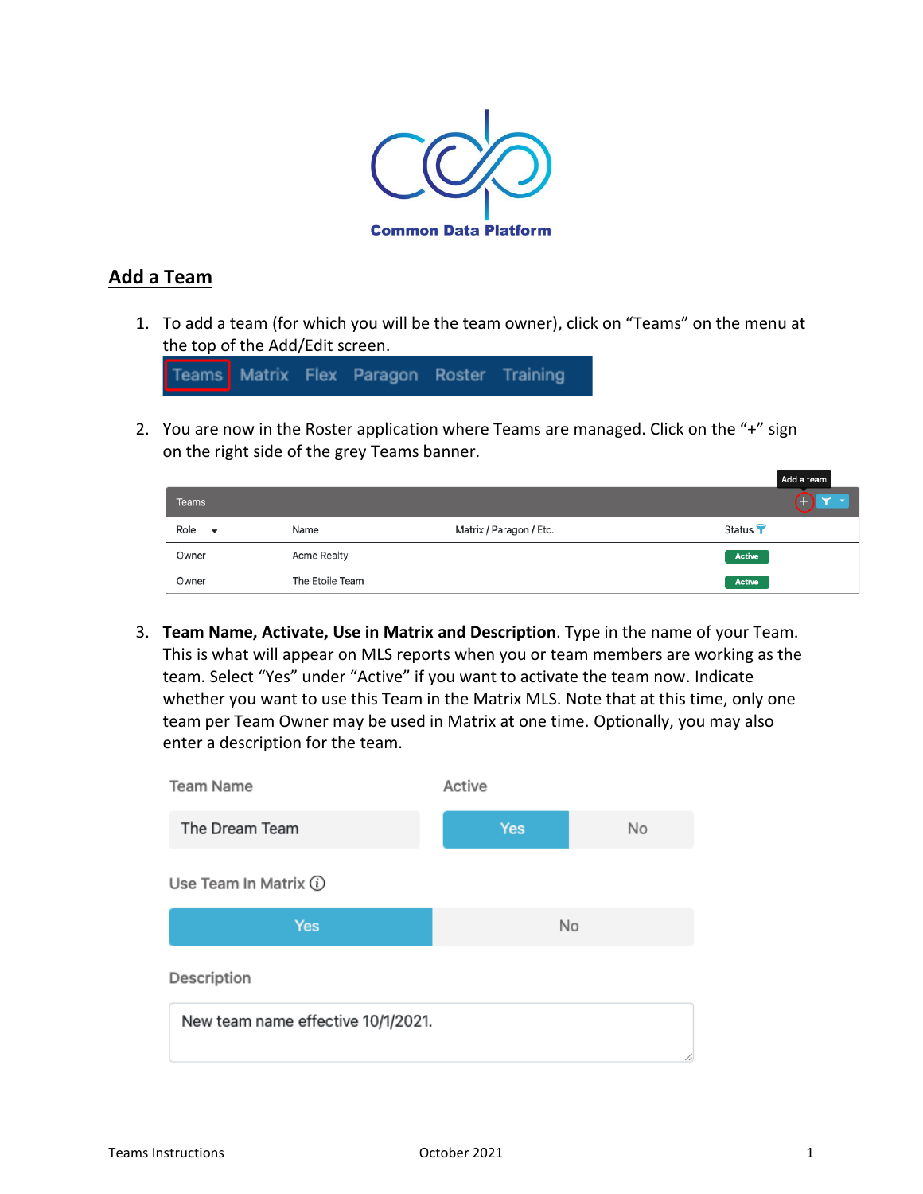Common Data Platform

## Add a Team

1. To add a team (for which you will be the team owner), click on "Teams" on the menu at the top of the Add/Edit screen.

Teams Matrix Flex Paragon Roster Training

2. You are now in the Roster application where Teams are managed. Click on the "+" sign on the right side of the grey Teams banner.

Add a team

Teams

| Role | Name | Matrix / Paragon / Etc. | Status |
|---|---|---|---|
| Owner | Acme Realty | | Active |
| Owner | The Etoile Team | | Active |

3. **Team Name, Activate, Use in Matrix and Description**. Type in the name of your Team. This is what will appear on MLS reports when you or team members are working as the team. Select "Yes" under "Active" if you want to activate the team now. Indicate whether you want to use this Team in the Matrix MLS. Note that at this time, only one team per Team Owner may be used in Matrix at one time. Optionally, you may also enter a description for the team.

Team Name: The Dream Team

Active: Yes / No

Use Team In Matrix: Yes / No

Description: New team name effective 10/1/2021.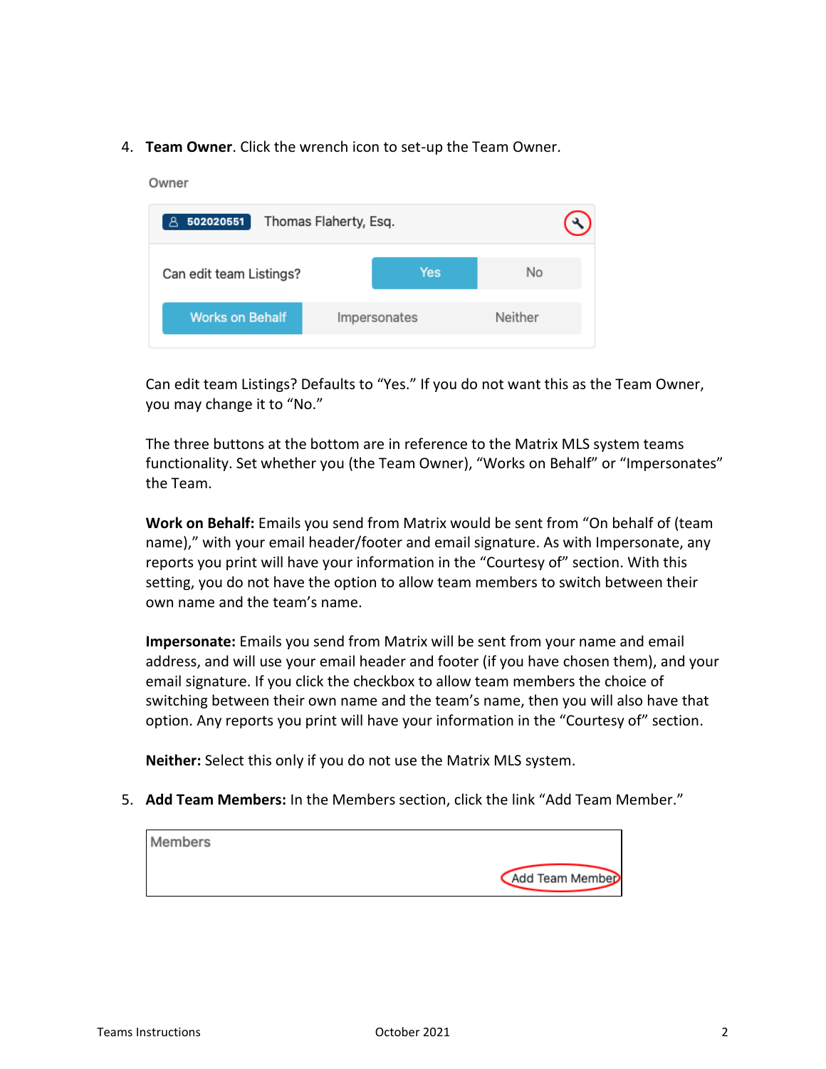4. **Team Owner**. Click the wrench icon to set-up the Team Owner.

   Owner

   502020551 Thomas Flaherty, Esq.

   Can edit team Listings? Yes No

   Works on Behalf Impersonates Neither

   Can edit team Listings? Defaults to "Yes." If you do not want this as the Team Owner, you may change it to "No."

   The three buttons at the bottom are in reference to the Matrix MLS system teams functionality. Set whether you (the Team Owner), "Works on Behalf" or "Impersonates" the Team.

   **Work on Behalf:** Emails you send from Matrix would be sent from "On behalf of (team name)," with your email header/footer and email signature. As with Impersonate, any reports you print will have your information in the "Courtesy of" section. With this setting, you do not have the option to allow team members to switch between their own name and the team's name.

   **Impersonate:** Emails you send from Matrix will be sent from your name and email address, and will use your email header and footer (if you have chosen them), and your email signature. If you click the checkbox to allow team members the choice of switching between their own name and the team's name, then you will also have that option. Any reports you print will have your information in the "Courtesy of" section.

   **Neither:** Select this only if you do not use the Matrix MLS system.

5. **Add Team Members:** In the Members section, click the link "Add Team Member."

   Members

   Add Team Member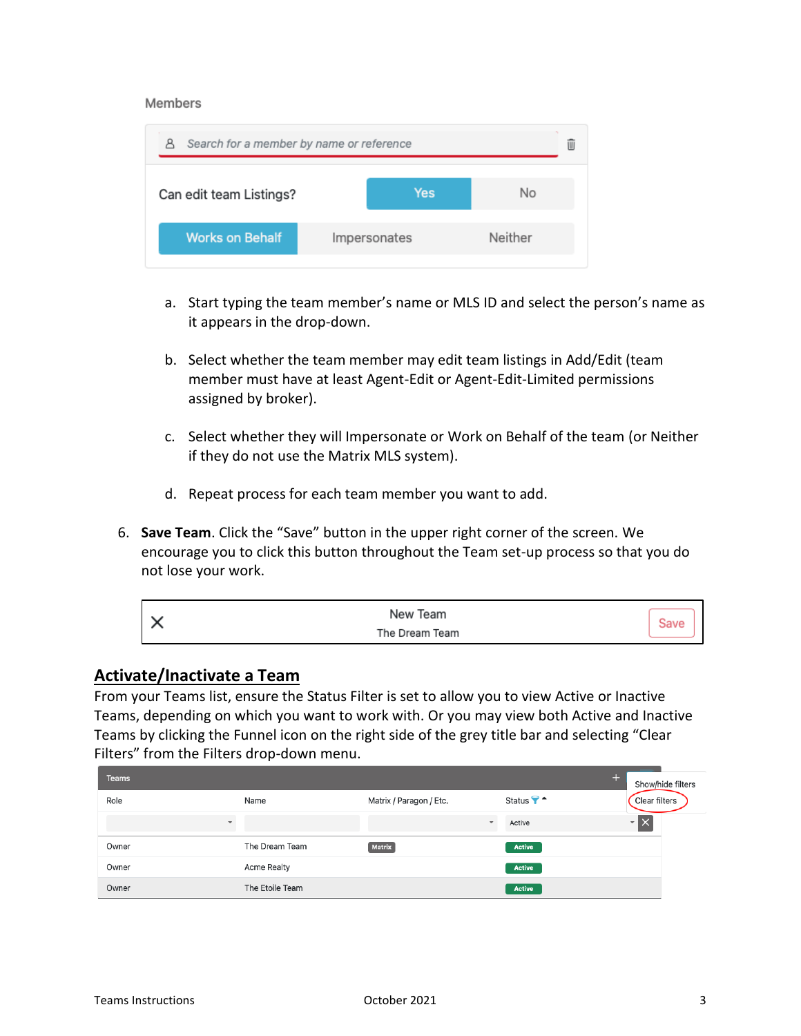a. Start typing the team member's name or MLS ID and select the person's name as it appears in the drop-down.

b. Select whether the team member may edit team listings in Add/Edit (team member must have at least Agent-Edit or Agent-Edit-Limited permissions assigned by broker).

c. Select whether they will Impersonate or Work on Behalf of the team (or Neither if they do not use the Matrix MLS system).

d. Repeat process for each team member you want to add.

6. **Save Team**. Click the "Save" button in the upper right corner of the screen. We encourage you to click this button throughout the Team set-up process so that you do not lose your work.

## Activate/Inactivate a Team

From your Teams list, ensure the Status Filter is set to allow you to view Active or Inactive Teams, depending on which you want to work with. Or you may view both Active and Inactive Teams by clicking the Funnel icon on the right side of the grey title bar and selecting "Clear Filters" from the Filters drop-down menu.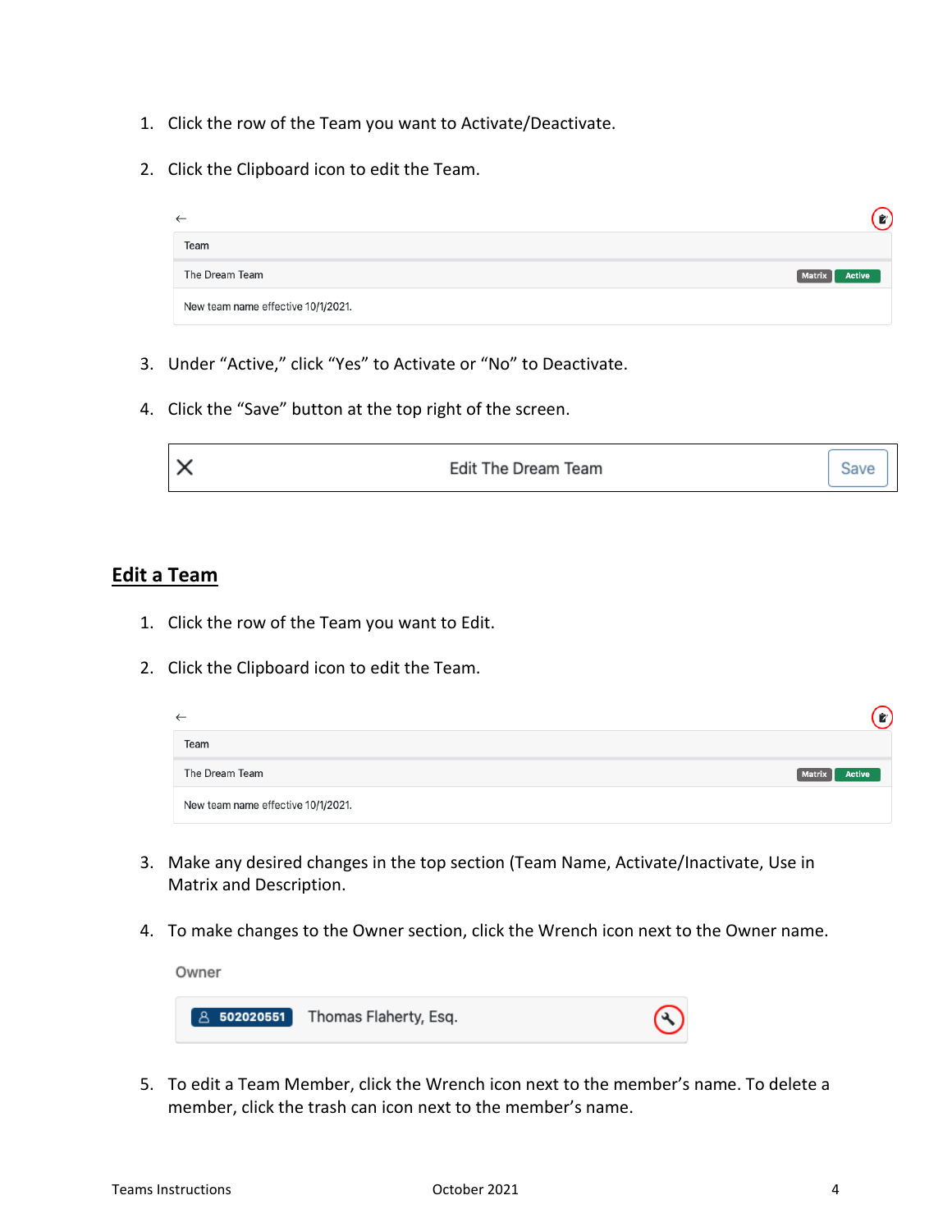1. Click the row of the Team you want to Activate/Deactivate.

2. Click the Clipboard icon to edit the Team.

| Team | |
|---|---|
| The Dream Team | Matrix Active |
| New team name effective 10/1/2021. | |

3. Under "Active," click "Yes" to Activate or "No" to Deactivate.

4. Click the "Save" button at the top right of the screen.

X Edit The Dream Team Save

## Edit a Team

1. Click the row of the Team you want to Edit.

2. Click the Clipboard icon to edit the Team.

| Team | |
|---|---|
| The Dream Team | Matrix Active |
| New team name effective 10/1/2021. | |

3. Make any desired changes in the top section (Team Name, Activate/Inactivate, Use in Matrix and Description.

4. To make changes to the Owner section, click the Wrench icon next to the Owner name.

Owner

502020551 Thomas Flaherty, Esq.

5. To edit a Team Member, click the Wrench icon next to the member's name. To delete a member, click the trash can icon next to the member's name.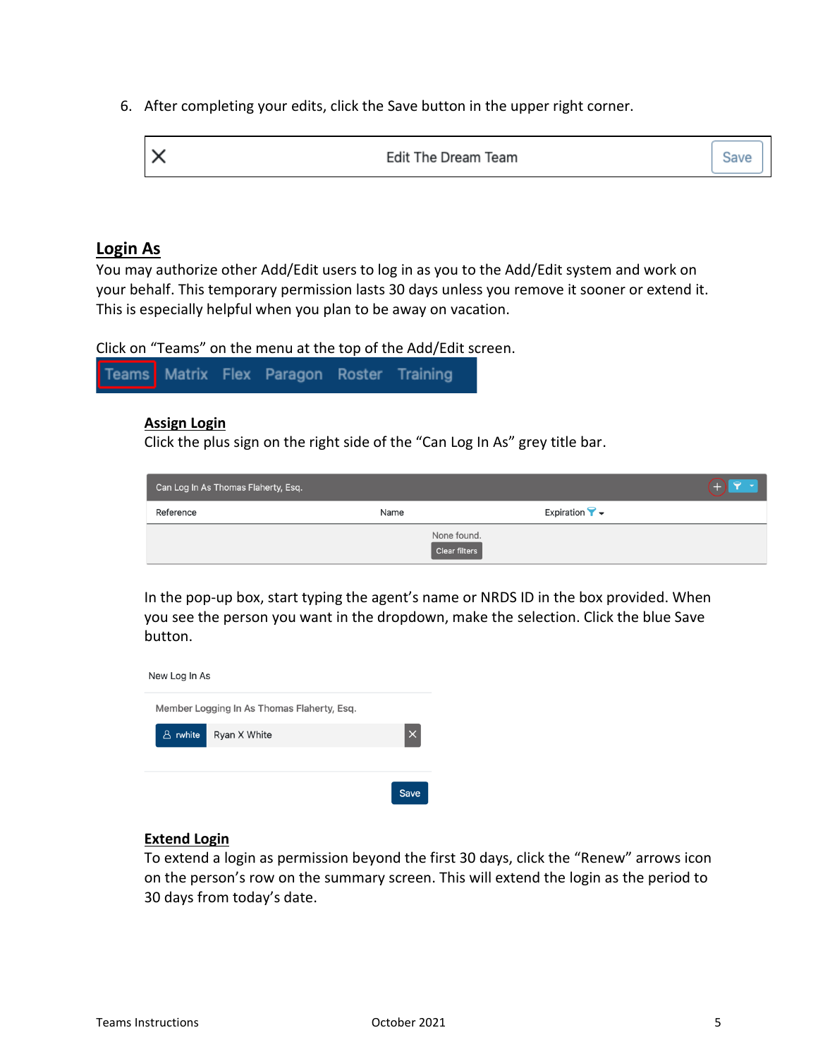6. After completing your edits, click the Save button in the upper right corner.

X Edit The Dream Team Save

## Login As

You may authorize other Add/Edit users to log in as you to the Add/Edit system and work on your behalf. This temporary permission lasts 30 days unless you remove it sooner or extend it. This is especially helpful when you plan to be away on vacation.

Click on "Teams" on the menu at the top of the Add/Edit screen.

Teams Matrix Flex Paragon Roster Training

### Assign Login

Click the plus sign on the right side of the "Can Log In As" grey title bar.

Can Log In As Thomas Flaherty, Esq.

| Reference | Name | Expiration |
|---|---|---|
| | None found. Clear filters | |

In the pop-up box, start typing the agent's name or NRDS ID in the box provided. When you see the person you want in the dropdown, make the selection. Click the blue Save button.

New Log In As

Member Logging In As Thomas Flaherty, Esq.

rwhite Ryan X White

Save

### Extend Login

To extend a login as permission beyond the first 30 days, click the "Renew" arrows icon on the person's row on the summary screen. This will extend the login as the period to 30 days from today's date.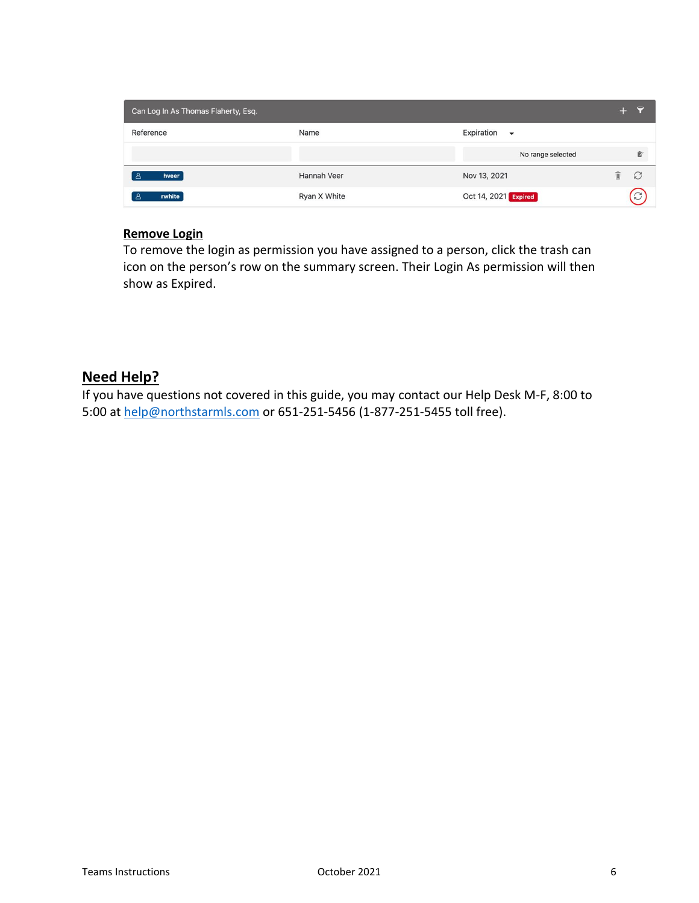| Can Log In As Thomas Flaherty, Esq. | | |
|---|---|---|
| Reference | Name | Expiration |
| | | No range selected |
| hveer | Hannah Veer | Nov 13, 2021 |
| rwhite | Ryan X White | Oct 14, 2021 Expired |

## Remove Login

To remove the login as permission you have assigned to a person, click the trash can icon on the person's row on the summary screen. Their Login As permission will then show as Expired.

## Need Help?

If you have questions not covered in this guide, you may contact our Help Desk M-F, 8:00 to 5:00 at help@northstarmls.com or 651-251-5456 (1-877-251-5455 toll free).